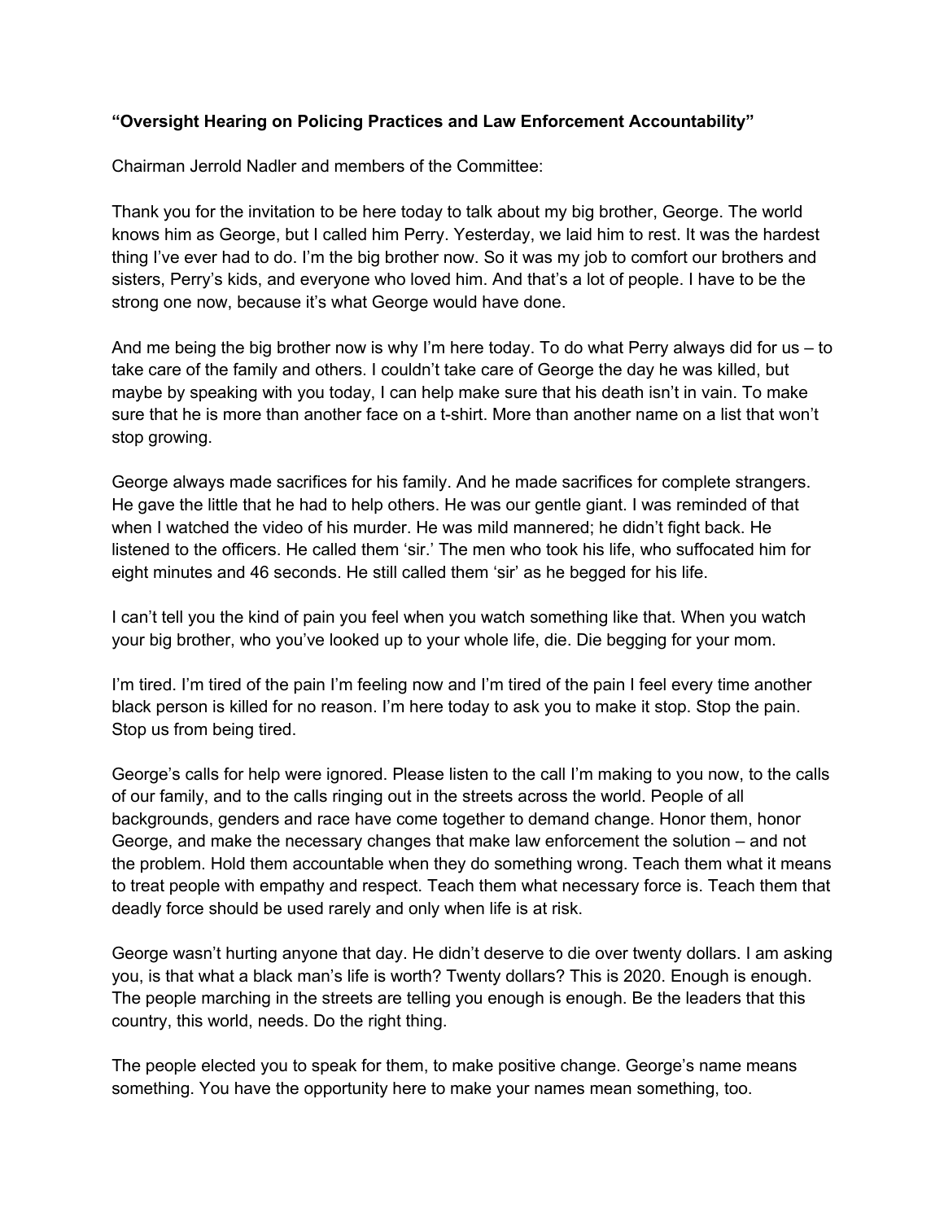**“Oversight Hearing on Policing Practices and Law Enforcement Accountability”**

Chairman Jerrold Nadler and members of the Committee:

Thank you for the invitation to be here today to talk about my big brother, George. The world knows him as George, but I called him Perry. Yesterday, we laid him to rest. It was the hardest thing I’ve ever had to do. I’m the big brother now. So it was my job to comfort our brothers and sisters, Perry’s kids, and everyone who loved him. And that’s a lot of people. I have to be the strong one now, because it’s what George would have done.

And me being the big brother now is why I’m here today. To do what Perry always did for us – to take care of the family and others. I couldn’t take care of George the day he was killed, but maybe by speaking with you today, I can help make sure that his death isn’t in vain. To make sure that he is more than another face on a t-shirt. More than another name on a list that won’t stop growing.

George always made sacrifices for his family. And he made sacrifices for complete strangers. He gave the little that he had to help others. He was our gentle giant. I was reminded of that when I watched the video of his murder. He was mild mannered; he didn’t fight back. He listened to the officers. He called them ‘sir.’ The men who took his life, who suffocated him for eight minutes and 46 seconds. He still called them ‘sir’ as he begged for his life.

I can’t tell you the kind of pain you feel when you watch something like that. When you watch your big brother, who you’ve looked up to your whole life, die. Die begging for your mom.

I’m tired. I’m tired of the pain I’m feeling now and I’m tired of the pain I feel every time another black person is killed for no reason. I’m here today to ask you to make it stop. Stop the pain. Stop us from being tired.

George’s calls for help were ignored. Please listen to the call I’m making to you now, to the calls of our family, and to the calls ringing out in the streets across the world. People of all backgrounds, genders and race have come together to demand change. Honor them, honor George, and make the necessary changes that make law enforcement the solution – and not the problem. Hold them accountable when they do something wrong. Teach them what it means to treat people with empathy and respect. Teach them what necessary force is. Teach them that deadly force should be used rarely and only when life is at risk.

George wasn’t hurting anyone that day. He didn’t deserve to die over twenty dollars. I am asking you, is that what a black man’s life is worth? Twenty dollars? This is 2020. Enough is enough. The people marching in the streets are telling you enough is enough. Be the leaders that this country, this world, needs. Do the right thing.

The people elected you to speak for them, to make positive change. George’s name means something. You have the opportunity here to make your names mean something, too.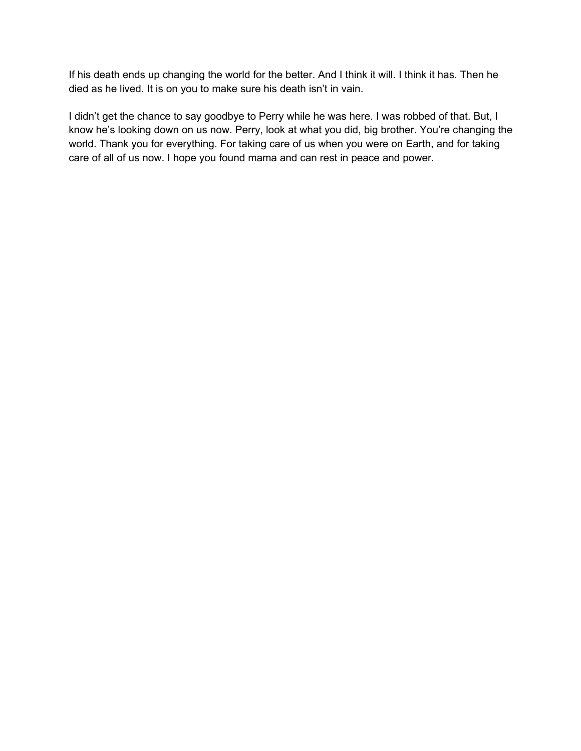If his death ends up changing the world for the better. And I think it will. I think it has. Then he died as he lived. It is on you to make sure his death isn't in vain.

I didn't get the chance to say goodbye to Perry while he was here. I was robbed of that. But, I know he's looking down on us now. Perry, look at what you did, big brother. You're changing the world. Thank you for everything. For taking care of us when you were on Earth, and for taking care of all of us now. I hope you found mama and can rest in peace and power.